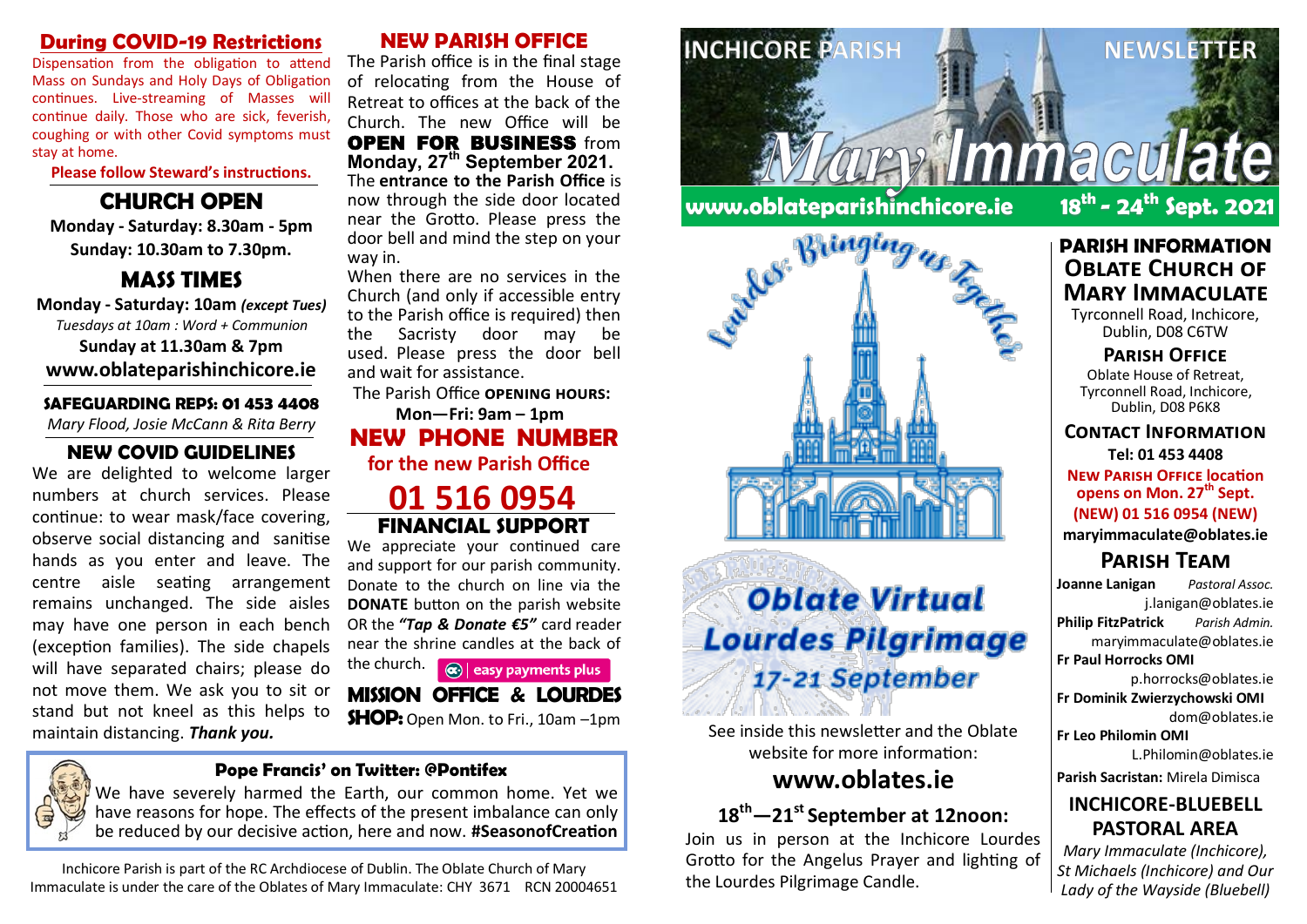## During COVID-19 Restrictions

Dispensation from the obligation to attend Mass on Sundays and Holy Days of Obligation continues. Live-streaming of Masses will continue daily. Those who are sick, feverish, coughing or with other Covid symptoms must stay at home.

**Please follow Steward's instructions.**

## CHURCH OPEN

**Monday - Saturday: 8.30am - 5pm**
**Sunday: 10.30am to 7.30pm.**

## MASS TIMES

**Monday - Saturday: 10am** ***(except Tues)***
*Tuesdays at 10am : Word + Communion*
**Sunday at 11.30am & 7pm**
**www.oblateparishinchicore.ie**

### SAFEGUARDING REPS: 01 453 4408

*Mary Flood, Josie McCann & Rita Berry*

### NEW COVID GUIDELINES

We are delighted to welcome larger numbers at church services. Please continue: to wear mask/face covering, observe social distancing and sanitise hands as you enter and leave. The centre aisle seating arrangement remains unchanged. The side aisles may have one person in each bench (exception families). The side chapels will have separated chairs; please do not move them. We ask you to sit or stand but not kneel as this helps to maintain distancing. ***Thank you.***

## NEW PARISH OFFICE

The Parish office is in the final stage of relocating from the House of Retreat to offices at the back of the Church. The new Office will be **OPEN FOR BUSINESS** from **Monday, 27th September 2021.** The **entrance to the Parish Office** is now through the side door located near the Grotto. Please press the door bell and mind the step on your way in.

When there are no services in the Church (and only if accessible entry to the Parish office is required) then the Sacristy door may be used. Please press the door bell and wait for assistance.

The Parish Office **OPENING HOURS:**
**Mon—Fri: 9am – 1pm**

## NEW PHONE NUMBER

**for the new Parish Office**

# 01 516 0954

### FINANCIAL SUPPORT

We appreciate your continued care and support for our parish community. Donate to the church on line via the **DONATE** button on the parish website OR the ***"Tap & Donate €5"*** card reader near the shrine candles at the back of the church. easy payments plus

**MISSION OFFICE & LOURDES SHOP:** Open Mon. to Fri., 10am –1pm

### Pope Francis' on Twitter: @Pontifex

We have severely harmed the Earth, our common home. Yet we have reasons for hope. The effects of the present imbalance can only be reduced by our decisive action, here and now. **#SeasonofCreation**

Inchicore Parish is part of the RC Archdiocese of Dublin. The Oblate Church of Mary Immaculate is under the care of the Oblates of Mary Immaculate: CHY 3671 RCN 20004651

# INCHICORE PARISH NEWSLETTER — Mary Immaculate

**www.oblateparishinchicore.ie** **18th - 24th Sept. 2021**

Lourdes: Bringing us Together

## Oblate Virtual Lourdes Pilgrimage

*17-21 September*

See inside this newsletter and the Oblate website for more information:

## www.oblates.ie

### 18th—21st September at 12noon:

Join us in person at the Inchicore Lourdes Grotto for the Angelus Prayer and lighting of the Lourdes Pilgrimage Candle.

### PARISH INFORMATION OBLATE CHURCH OF MARY IMMACULATE

Tyrconnell Road, Inchicore, Dublin, D08 C6TW

**PARISH OFFICE**
Oblate House of Retreat, Tyrconnell Road, Inchicore, Dublin, D08 P6K8

**CONTACT INFORMATION**
**Tel: 01 453 4408**
**NEW PARISH OFFICE location opens on Mon. 27th Sept.**
**(NEW) 01 516 0954 (NEW)**
**maryimmaculate@oblates.ie**

### PARISH TEAM

**Joanne Lanigan** *Pastoral Assoc.* j.lanigan@oblates.ie
**Philip FitzPatrick** *Parish Admin.* maryimmaculate@oblates.ie
**Fr Paul Horrocks OMI** p.horrocks@oblates.ie
**Fr Dominik Zwierzychowski OMI** dom@oblates.ie
**Fr Leo Philomin OMI** L.Philomin@oblates.ie
**Parish Sacristan:** Mirela Dimisca

### INCHICORE-BLUEBELL PASTORAL AREA

*Mary Immaculate (Inchicore), St Michaels (Inchicore) and Our Lady of the Wayside (Bluebell)*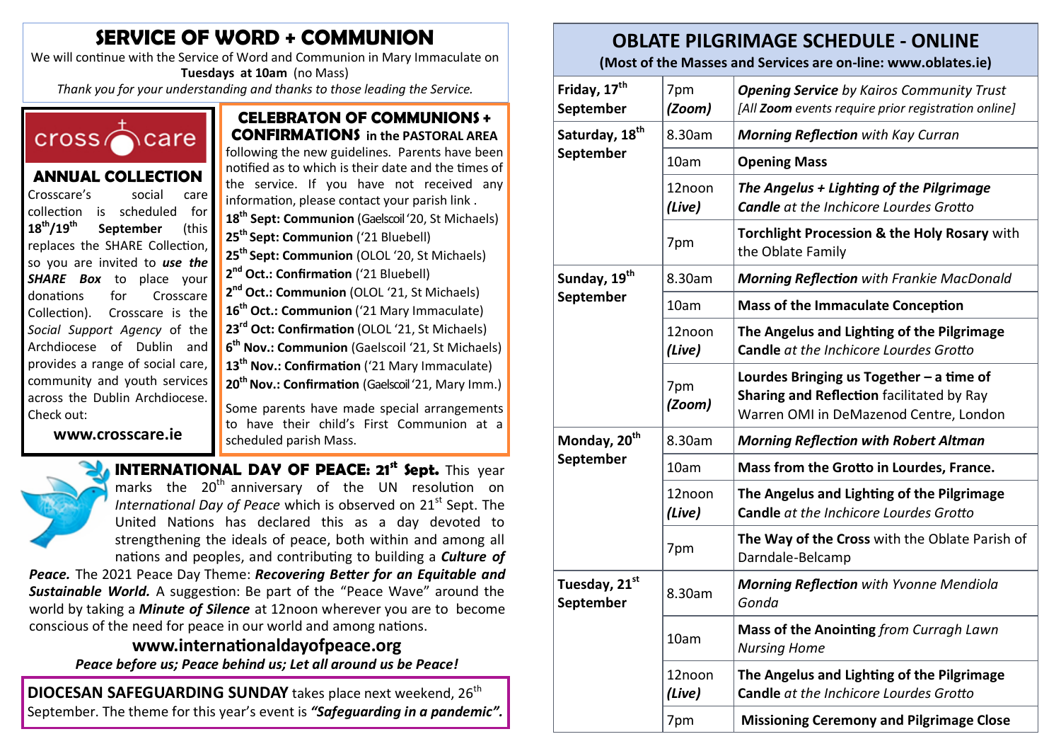## SERVICE OF WORD + COMMUNION

We will continue with the Service of Word and Communion in Mary Immaculate on **Tuesdays at 10am** (no Mass)

*Thank you for your understanding and thanks to those leading the Service.*

## cross care

### ANNUAL COLLECTION

Crosscare's social care collection is scheduled for **18th/19th September** (this replaces the SHARE Collection, so you are invited to ***use the SHARE Box*** to place your donations for Crosscare Collection). Crosscare is the *Social Support Agency* of the Archdiocese of Dublin and provides a range of social care, community and youth services across the Dublin Archdiocese. Check out:

**www.crosscare.ie**

## CELEBRATON OF COMMUNIONS + CONFIRMATIONS in the PASTORAL AREA

following the new guidelines. Parents have been notified as to which is their date and the times of the service. If you have not received any information, please contact your parish link .

- **18th Sept: Communion** (Gaelscoil '20, St Michaels)
- **25th Sept: Communion** ('21 Bluebell)
- **25th Sept: Communion** (OLOL '20, St Michaels)
- **2nd Oct.: Confirmation** ('21 Bluebell)
- **2nd Oct.: Communion** (OLOL '21, St Michaels)
- **16th Oct.: Communion** ('21 Mary Immaculate)
- **23rd Oct: Confirmation** (OLOL '21, St Michaels)
- **6th Nov.: Communion** (Gaelscoil '21, St Michaels)
- **13th Nov.: Confirmation** ('21 Mary Immaculate)
- **20th Nov.: Confirmation** (Gaelscoil '21, Mary Imm.)

Some parents have made special arrangements to have their child's First Communion at a scheduled parish Mass.

## INTERNATIONAL DAY OF PEACE: 21st Sept.

This year marks the 20th anniversary of the UN resolution on *International Day of Peace* which is observed on 21st Sept. The United Nations has declared this as a day devoted to strengthening the ideals of peace, both within and among all nations and peoples, and contributing to building a ***Culture of Peace.*** The 2021 Peace Day Theme: ***Recovering Better for an Equitable and Sustainable World.*** A suggestion: Be part of the "Peace Wave" around the world by taking a ***Minute of Silence*** at 12noon wherever you are to become conscious of the need for peace in our world and among nations.

**www.internationaldayofpeace.org**

***Peace before us; Peace behind us; Let all around us be Peace!***

**DIOCESAN SAFEGUARDING SUNDAY** takes place next weekend, 26th September. The theme for this year's event is ***"Safeguarding in a pandemic".***

## OBLATE PILGRIMAGE SCHEDULE - ONLINE

**(Most of the Masses and Services are on-line: www.oblates.ie)**

| | | |
|---|---|---|
| **Friday, 17th September** | 7pm *(Zoom)* | ***Opening Service*** *by Kairos Community Trust* *[All **Zoom** events require prior registration online]* |
| **Saturday, 18th September** | 8.30am | ***Morning Reflection*** *with Kay Curran* |
| | 10am | **Opening Mass** |
| | 12noon *(Live)* | ***The Angelus + Lighting of the Pilgrimage Candle*** *at the Inchicore Lourdes Grotto* |
| | 7pm | **Torchlight Procession & the Holy Rosary** with the Oblate Family |
| **Sunday, 19th September** | 8.30am | ***Morning Reflection*** *with Frankie MacDonald* |
| | 10am | **Mass of the Immaculate Conception** |
| | 12noon *(Live)* | **The Angelus and Lighting of the Pilgrimage Candle** *at the Inchicore Lourdes Grotto* |
| | 7pm *(Zoom)* | **Lourdes Bringing us Together – a time of Sharing and Reflection** facilitated by Ray Warren OMI in DeMazenod Centre, London |
| **Monday, 20th September** | 8.30am | ***Morning Reflection with Robert Altman*** |
| | 10am | **Mass from the Grotto in Lourdes, France.** |
| | 12noon *(Live)* | **The Angelus and Lighting of the Pilgrimage Candle** *at the Inchicore Lourdes Grotto* |
| | 7pm | **The Way of the Cross** with the Oblate Parish of Darndale-Belcamp |
| **Tuesday, 21st September** | 8.30am | ***Morning Reflection*** *with Yvonne Mendiola Gonda* |
| | 10am | **Mass of the Anointing** *from Curragh Lawn Nursing Home* |
| | 12noon *(Live)* | **The Angelus and Lighting of the Pilgrimage Candle** *at the Inchicore Lourdes Grotto* |
| | 7pm | **Missioning Ceremony and Pilgrimage Close** |